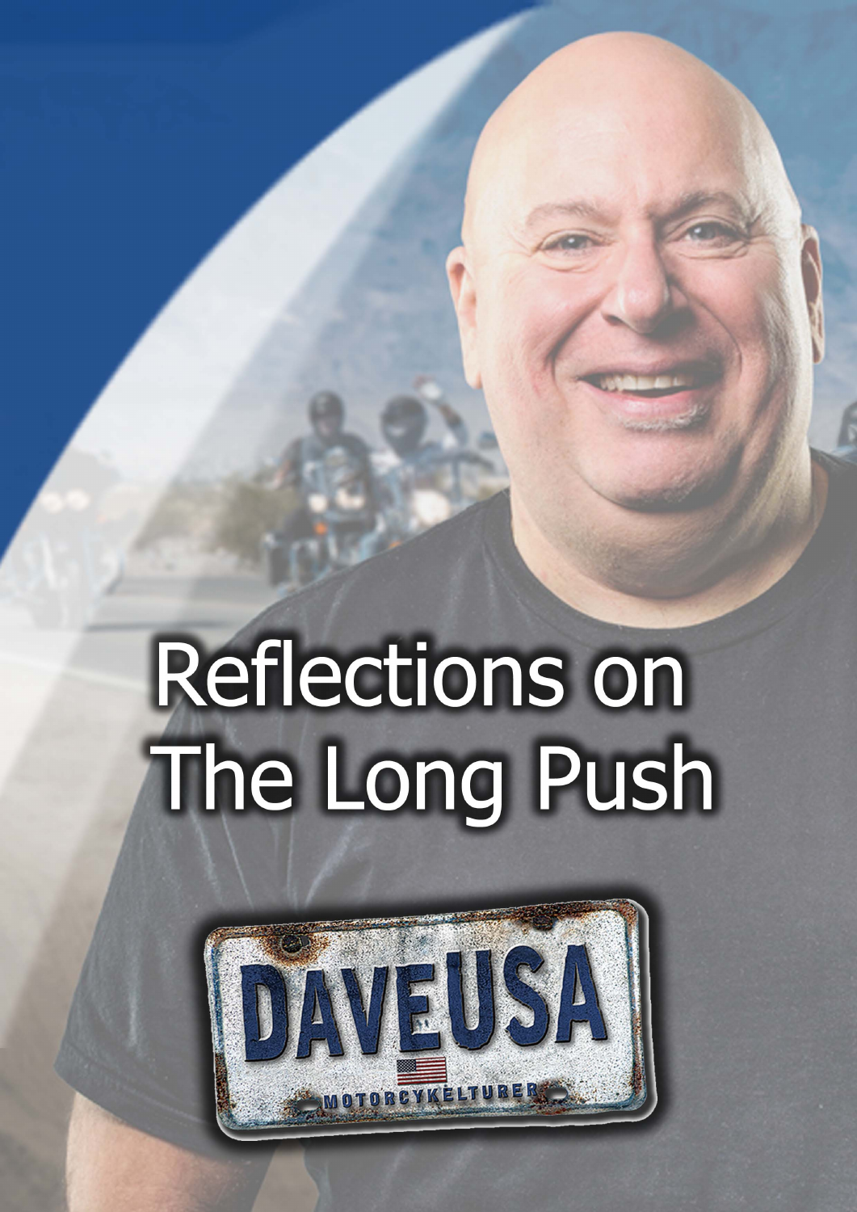# Reflections on The Long Push

DAVEUSA

MOTORCYKELTURER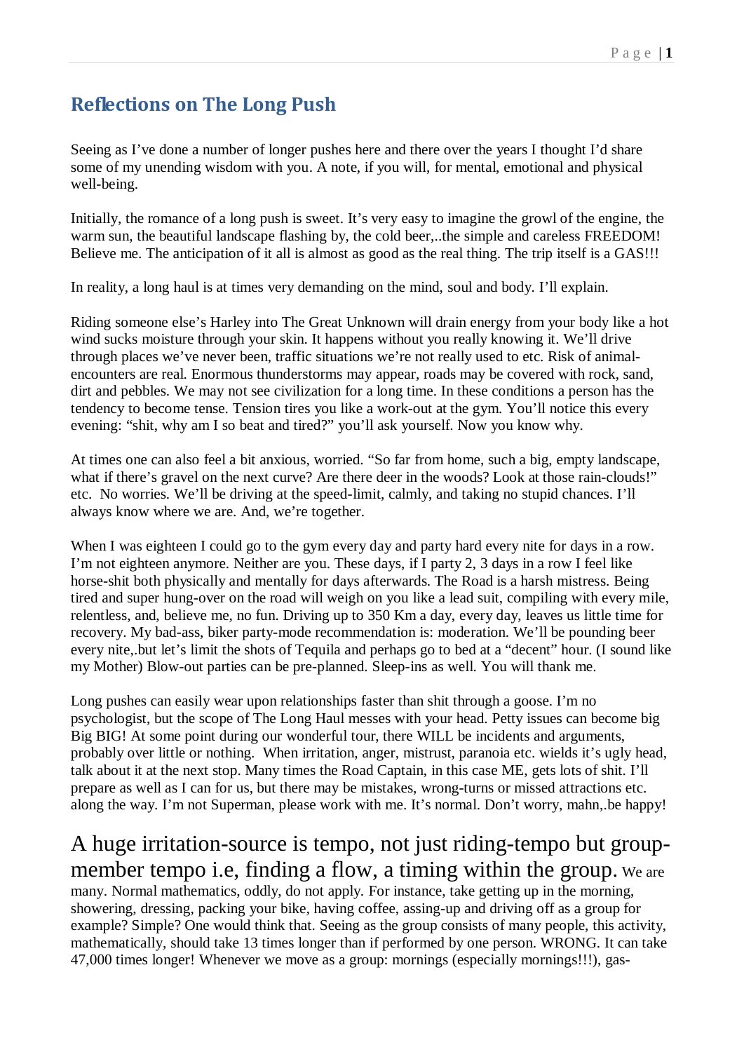## Reflections on The Long Push

Seeing as I've done a number of longer pushes here and there over the years I thought I'd share some of my unending wisdom with you. A note, if you will, for mental, emotional and physical well-being.

Initially, the romance of a long push is sweet. It's very easy to imagine the growl of the engine, the warm sun, the beautiful landscape flashing by, the cold beer,..the simple and careless FREEDOM! Believe me. The anticipation of it all is almost as good as the real thing. The trip itself is a GAS!!!

In reality, a long haul is at times very demanding on the mind, soul and body. I'll explain.

Riding someone else's Harley into The Great Unknown will drain energy from your body like a hot wind sucks moisture through your skin. It happens without you really knowing it. We'll drive through places we've never been, traffic situations we're not really used to etc. Risk of animal-encounters are real. Enormous thunderstorms may appear, roads may be covered with rock, sand, dirt and pebbles. We may not see civilization for a long time. In these conditions a person has the tendency to become tense. Tension tires you like a work-out at the gym. You'll notice this every evening: "shit, why am I so beat and tired?" you'll ask yourself. Now you know why.

At times one can also feel a bit anxious, worried. "So far from home, such a big, empty landscape, what if there's gravel on the next curve? Are there deer in the woods? Look at those rain-clouds!" etc. No worries. We'll be driving at the speed-limit, calmly, and taking no stupid chances. I'll always know where we are. And, we're together.

When I was eighteen I could go to the gym every day and party hard every nite for days in a row. I'm not eighteen anymore. Neither are you. These days, if I party 2, 3 days in a row I feel like horse-shit both physically and mentally for days afterwards. The Road is a harsh mistress. Being tired and super hung-over on the road will weigh on you like a lead suit, compiling with every mile, relentless, and, believe me, no fun. Driving up to 350 Km a day, every day, leaves us little time for recovery. My bad-ass, biker party-mode recommendation is: moderation. We'll be pounding beer every nite,.but let's limit the shots of Tequila and perhaps go to bed at a "decent" hour. (I sound like my Mother) Blow-out parties can be pre-planned. Sleep-ins as well. You will thank me.

Long pushes can easily wear upon relationships faster than shit through a goose. I'm no psychologist, but the scope of The Long Haul messes with your head. Petty issues can become big Big BIG! At some point during our wonderful tour, there WILL be incidents and arguments, probably over little or nothing. When irritation, anger, mistrust, paranoia etc. wields it's ugly head, talk about it at the next stop. Many times the Road Captain, in this case ME, gets lots of shit. I'll prepare as well as I can for us, but there may be mistakes, wrong-turns or missed attractions etc. along the way. I'm not Superman, please work with me. It's normal. Don't worry, mahn,.be happy!

A huge irritation-source is tempo, not just riding-tempo but group-member tempo i.e, finding a flow, a timing within the group. We are many. Normal mathematics, oddly, do not apply. For instance, take getting up in the morning, showering, dressing, packing your bike, having coffee, assing-up and driving off as a group for example? Simple? One would think that. Seeing as the group consists of many people, this activity, mathematically, should take 13 times longer than if performed by one person. WRONG. It can take 47,000 times longer! Whenever we move as a group: mornings (especially mornings!!!), gas-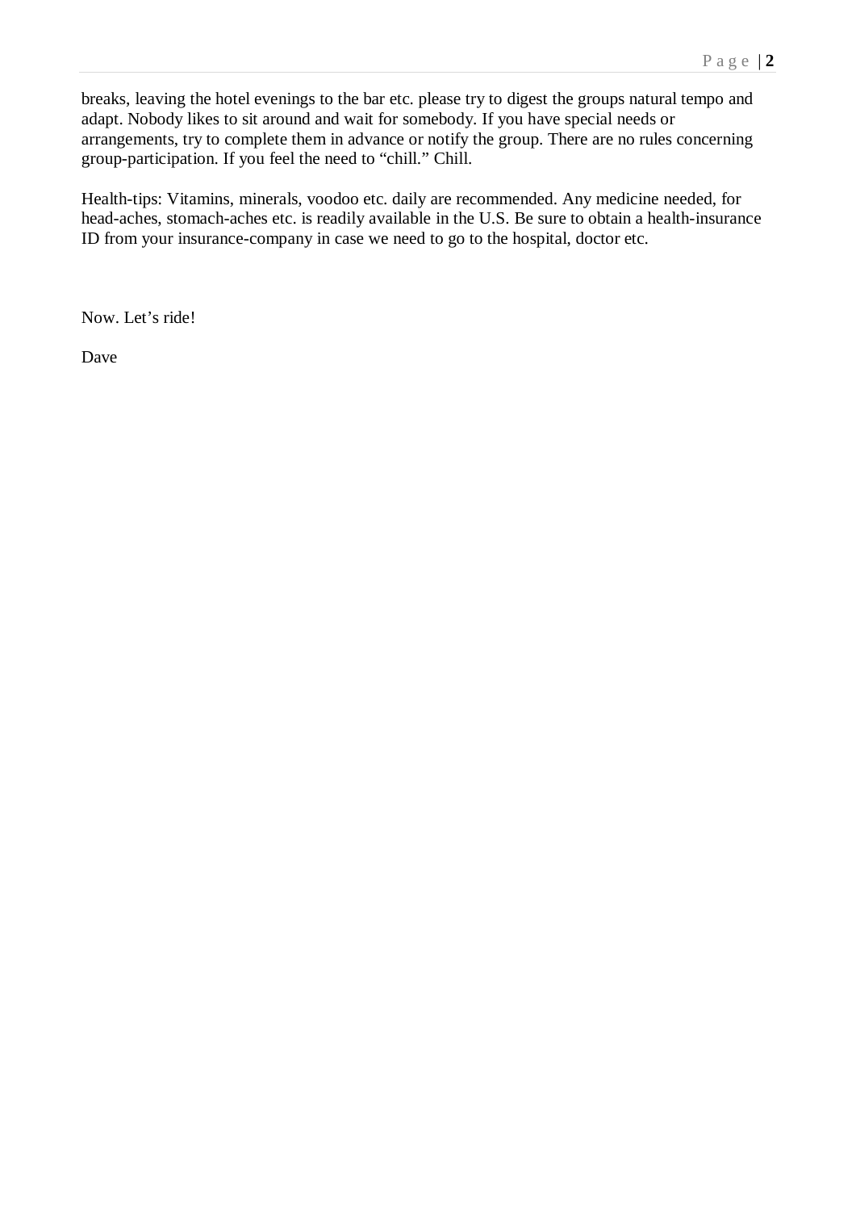breaks, leaving the hotel evenings to the bar etc. please try to digest the groups natural tempo and adapt. Nobody likes to sit around and wait for somebody. If you have special needs or arrangements, try to complete them in advance or notify the group. There are no rules concerning group-participation. If you feel the need to “chill.” Chill.

Health-tips: Vitamins, minerals, voodoo etc. daily are recommended. Any medicine needed, for head-aches, stomach-aches etc. is readily available in the U.S. Be sure to obtain a health-insurance ID from your insurance-company in case we need to go to the hospital, doctor etc.

Now. Let’s ride!

Dave